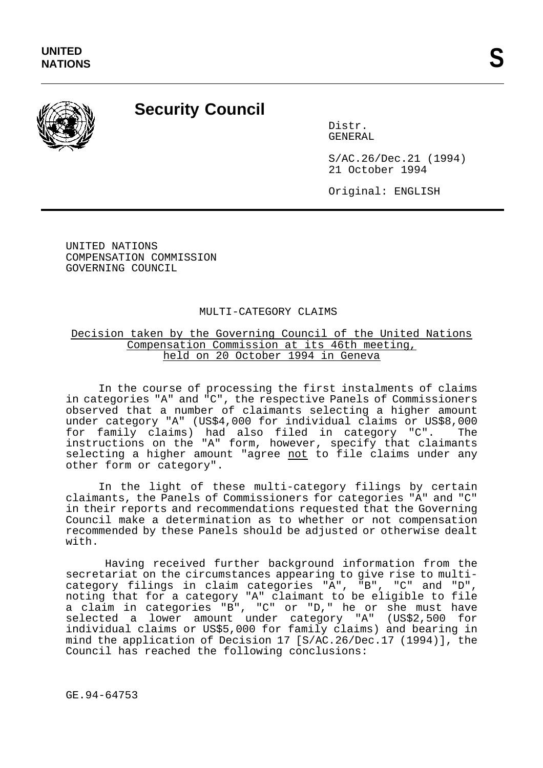**UNITED NATIONS**

**S**

# Security Council

Distr.
GENERAL

S/AC.26/Dec.21 (1994)
21 October 1994

Original: ENGLISH

UNITED NATIONS
COMPENSATION COMMISSION
GOVERNING COUNCIL

## MULTI-CATEGORY CLAIMS

Decision taken by the Governing Council of the United Nations Compensation Commission at its 46th meeting, held on 20 October 1994 in Geneva

In the course of processing the first instalments of claims in categories "A" and "C", the respective Panels of Commissioners observed that a number of claimants selecting a higher amount under category "A" (US$4,000 for individual claims or US$8,000 for family claims) had also filed in category "C". The instructions on the "A" form, however, specify that claimants selecting a higher amount "agree not to file claims under any other form or category".

In the light of these multi-category filings by certain claimants, the Panels of Commissioners for categories "A" and "C" in their reports and recommendations requested that the Governing Council make a determination as to whether or not compensation recommended by these Panels should be adjusted or otherwise dealt with.

Having received further background information from the secretariat on the circumstances appearing to give rise to multi-category filings in claim categories "A", "B", "C" and "D", noting that for a category "A" claimant to be eligible to file a claim in categories "B", "C" or "D," he or she must have selected a lower amount under category "A" (US$2,500 for individual claims or US$5,000 for family claims) and bearing in mind the application of Decision 17 [S/AC.26/Dec.17 (1994)], the Council has reached the following conclusions:

GE.94-64753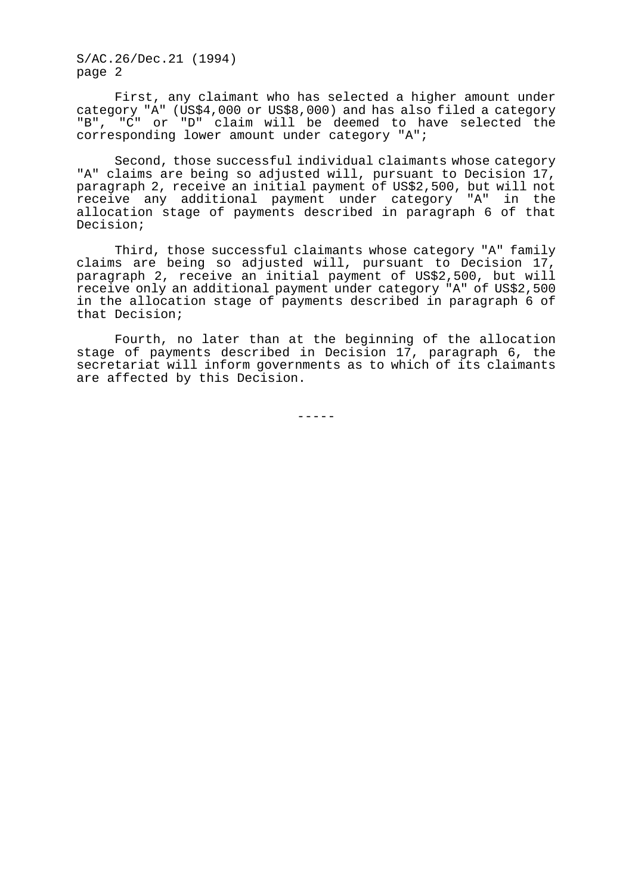First, any claimant who has selected a higher amount under category "A" (US$4,000 or US$8,000) and has also filed a category "B", "C" or "D" claim will be deemed to have selected the corresponding lower amount under category "A";

Second, those successful individual claimants whose category "A" claims are being so adjusted will, pursuant to Decision 17, paragraph 2, receive an initial payment of US$2,500, but will not receive any additional payment under category "A" in the allocation stage of payments described in paragraph 6 of that Decision;

Third, those successful claimants whose category "A" family claims are being so adjusted will, pursuant to Decision 17, paragraph 2, receive an initial payment of US$2,500, but will receive only an additional payment under category "A" of US$2,500 in the allocation stage of payments described in paragraph 6 of that Decision;

Fourth, no later than at the beginning of the allocation stage of payments described in Decision 17, paragraph 6, the secretariat will inform governments as to which of its claimants are affected by this Decision.

-----